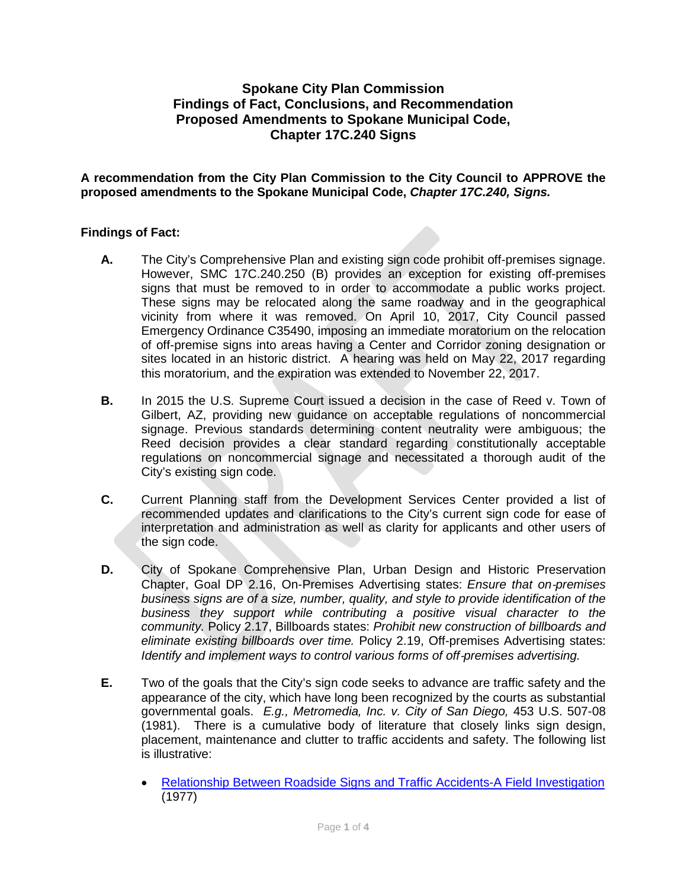# Spokane City Plan Commission
# Findings of Fact, Conclusions, and Recommendation
# Proposed Amendments to Spokane Municipal Code, Chapter 17C.240 Signs

**A recommendation from the City Plan Commission to the City Council to APPROVE the proposed amendments to the Spokane Municipal Code, *Chapter 17C.240, Signs.***

**Findings of Fact:**

**A.** The City's Comprehensive Plan and existing sign code prohibit off-premises signage. However, SMC 17C.240.250 (B) provides an exception for existing off-premises signs that must be removed to in order to accommodate a public works project. These signs may be relocated along the same roadway and in the geographical vicinity from where it was removed. On April 10, 2017, City Council passed Emergency Ordinance C35490, imposing an immediate moratorium on the relocation of off-premise signs into areas having a Center and Corridor zoning designation or sites located in an historic district. A hearing was held on May 22, 2017 regarding this moratorium, and the expiration was extended to November 22, 2017.

**B.** In 2015 the U.S. Supreme Court issued a decision in the case of Reed v. Town of Gilbert, AZ, providing new guidance on acceptable regulations of noncommercial signage. Previous standards determining content neutrality were ambiguous; the Reed decision provides a clear standard regarding constitutionally acceptable regulations on noncommercial signage and necessitated a thorough audit of the City's existing sign code.

**C.** Current Planning staff from the Development Services Center provided a list of recommended updates and clarifications to the City's current sign code for ease of interpretation and administration as well as clarity for applicants and other users of the sign code.

**D.** City of Spokane Comprehensive Plan, Urban Design and Historic Preservation Chapter, Goal DP 2.16, On-Premises Advertising states: *Ensure that on-premises business signs are of a size, number, quality, and style to provide identification of the business they support while contributing a positive visual character to the community.* Policy 2.17, Billboards states: *Prohibit new construction of billboards and eliminate existing billboards over time.* Policy 2.19, Off-premises Advertising states: *Identify and implement ways to control various forms of off-premises advertising.*

**E.** Two of the goals that the City's sign code seeks to advance are traffic safety and the appearance of the city, which have long been recognized by the courts as substantial governmental goals. *E.g., Metromedia, Inc. v. City of San Diego,* 453 U.S. 507-08 (1981). There is a cumulative body of literature that closely links sign design, placement, maintenance and clutter to traffic accidents and safety. The following list is illustrative:

- Relationship Between Roadside Signs and Traffic Accidents-A Field Investigation (1977)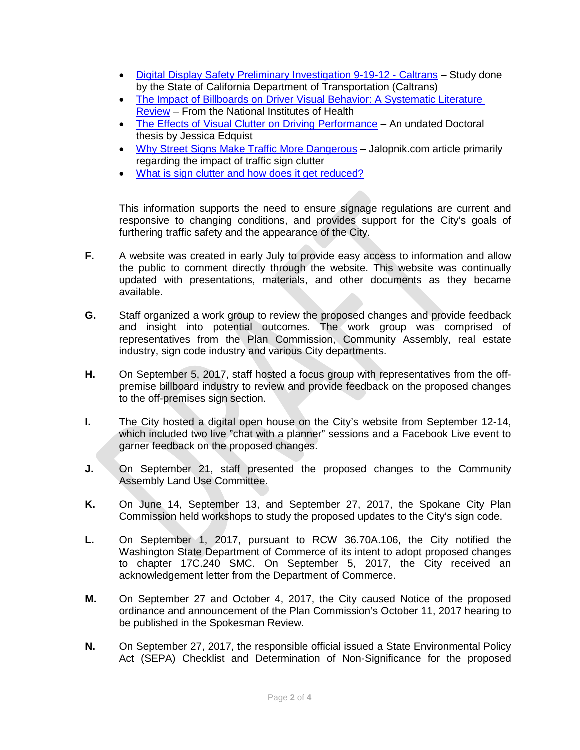- Digital Display Safety Preliminary Investigation 9-19-12 - Caltrans – Study done by the State of California Department of Transportation (Caltrans)
- The Impact of Billboards on Driver Visual Behavior: A Systematic Literature Review – From the National Institutes of Health
- The Effects of Visual Clutter on Driving Performance – An undated Doctoral thesis by Jessica Edquist
- Why Street Signs Make Traffic More Dangerous – Jalopnik.com article primarily regarding the impact of traffic sign clutter
- What is sign clutter and how does it get reduced?

This information supports the need to ensure signage regulations are current and responsive to changing conditions, and provides support for the City's goals of furthering traffic safety and the appearance of the City.

**F.** A website was created in early July to provide easy access to information and allow the public to comment directly through the website. This website was continually updated with presentations, materials, and other documents as they became available.

**G.** Staff organized a work group to review the proposed changes and provide feedback and insight into potential outcomes. The work group was comprised of representatives from the Plan Commission, Community Assembly, real estate industry, sign code industry and various City departments.

**H.** On September 5, 2017, staff hosted a focus group with representatives from the off-premise billboard industry to review and provide feedback on the proposed changes to the off-premises sign section.

**I.** The City hosted a digital open house on the City's website from September 12-14, which included two live "chat with a planner" sessions and a Facebook Live event to garner feedback on the proposed changes.

**J.** On September 21, staff presented the proposed changes to the Community Assembly Land Use Committee.

**K.** On June 14, September 13, and September 27, 2017, the Spokane City Plan Commission held workshops to study the proposed updates to the City's sign code.

**L.** On September 1, 2017, pursuant to RCW 36.70A.106, the City notified the Washington State Department of Commerce of its intent to adopt proposed changes to chapter 17C.240 SMC. On September 5, 2017, the City received an acknowledgement letter from the Department of Commerce.

**M.** On September 27 and October 4, 2017, the City caused Notice of the proposed ordinance and announcement of the Plan Commission's October 11, 2017 hearing to be published in the Spokesman Review.

**N.** On September 27, 2017, the responsible official issued a State Environmental Policy Act (SEPA) Checklist and Determination of Non-Significance for the proposed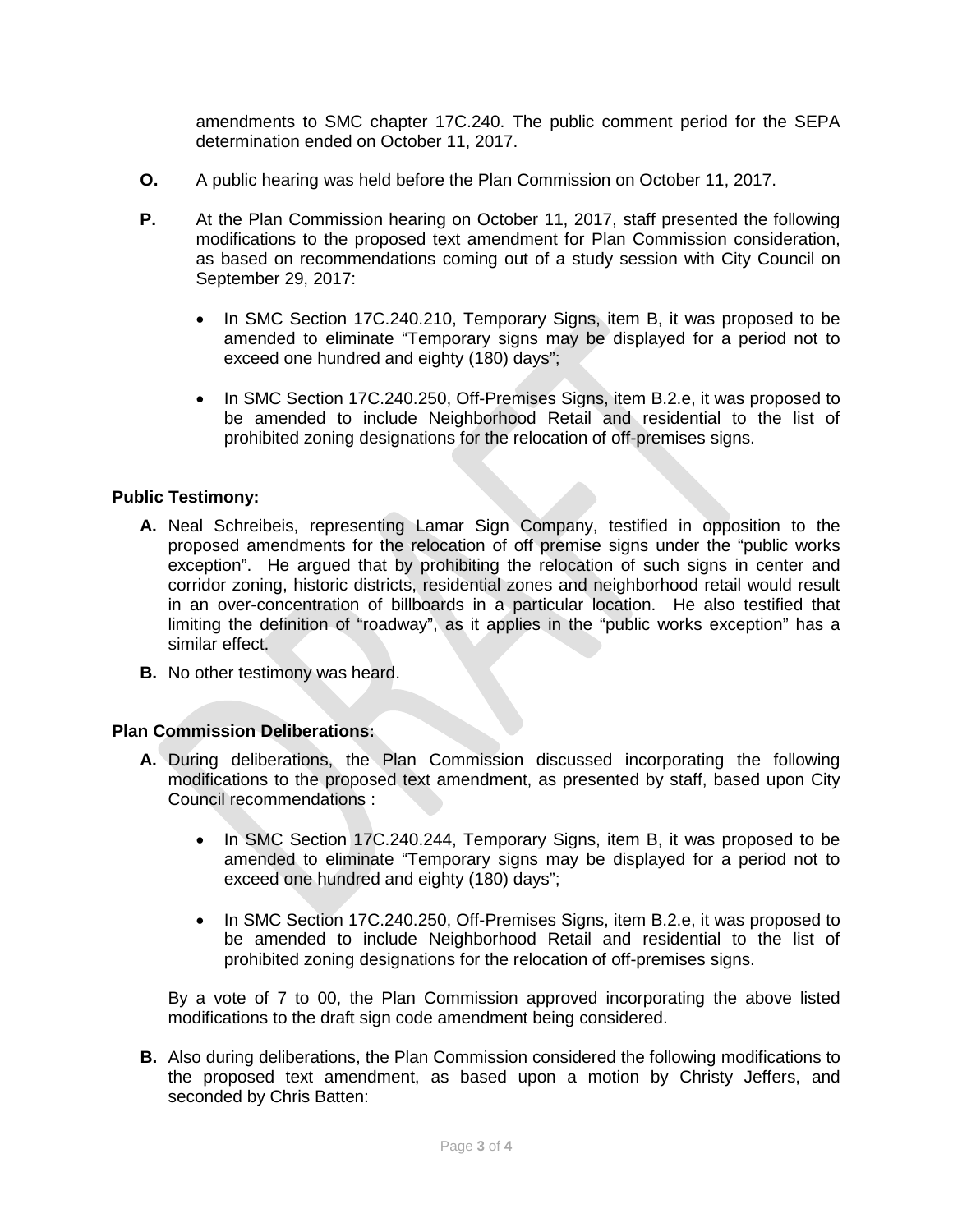amendments to SMC chapter 17C.240. The public comment period for the SEPA determination ended on October 11, 2017.

**O.** A public hearing was held before the Plan Commission on October 11, 2017.

**P.** At the Plan Commission hearing on October 11, 2017, staff presented the following modifications to the proposed text amendment for Plan Commission consideration, as based on recommendations coming out of a study session with City Council on September 29, 2017:

- In SMC Section 17C.240.210, Temporary Signs, item B, it was proposed to be amended to eliminate "Temporary signs may be displayed for a period not to exceed one hundred and eighty (180) days";
- In SMC Section 17C.240.250, Off-Premises Signs, item B.2.e, it was proposed to be amended to include Neighborhood Retail and residential to the list of prohibited zoning designations for the relocation of off-premises signs.

**Public Testimony:**

**A.** Neal Schreibeis, representing Lamar Sign Company, testified in opposition to the proposed amendments for the relocation of off premise signs under the "public works exception". He argued that by prohibiting the relocation of such signs in center and corridor zoning, historic districts, residential zones and neighborhood retail would result in an over-concentration of billboards in a particular location. He also testified that limiting the definition of "roadway", as it applies in the "public works exception" has a similar effect.

**B.** No other testimony was heard.

**Plan Commission Deliberations:**

**A.** During deliberations, the Plan Commission discussed incorporating the following modifications to the proposed text amendment, as presented by staff, based upon City Council recommendations :

- In SMC Section 17C.240.244, Temporary Signs, item B, it was proposed to be amended to eliminate "Temporary signs may be displayed for a period not to exceed one hundred and eighty (180) days";
- In SMC Section 17C.240.250, Off-Premises Signs, item B.2.e, it was proposed to be amended to include Neighborhood Retail and residential to the list of prohibited zoning designations for the relocation of off-premises signs.

By a vote of 7 to 00, the Plan Commission approved incorporating the above listed modifications to the draft sign code amendment being considered.

**B.** Also during deliberations, the Plan Commission considered the following modifications to the proposed text amendment, as based upon a motion by Christy Jeffers, and seconded by Chris Batten: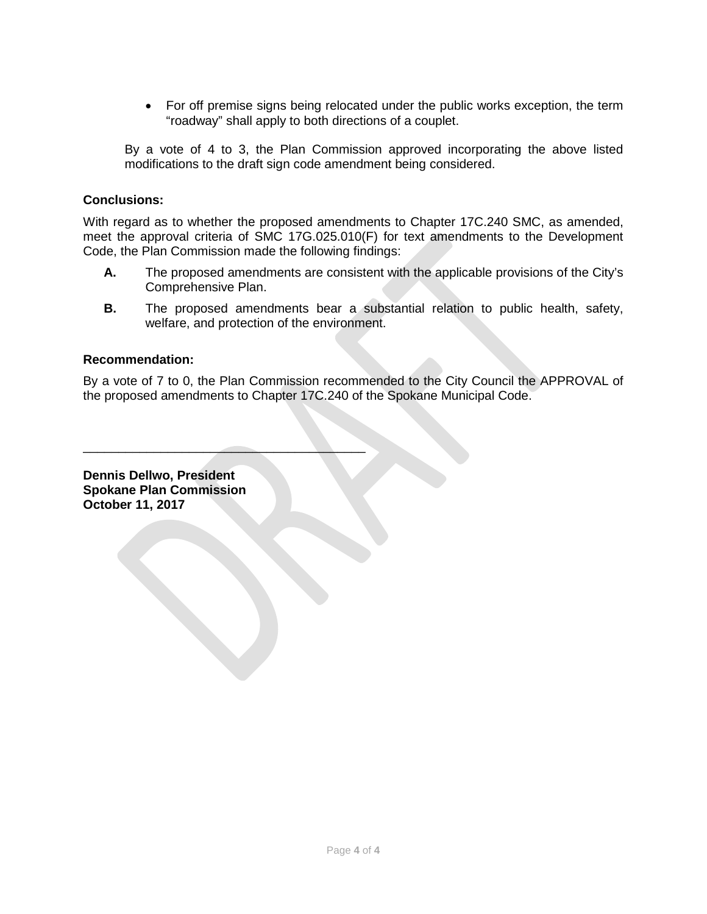- For off premise signs being relocated under the public works exception, the term "roadway" shall apply to both directions of a couplet.

By a vote of 4 to 3, the Plan Commission approved incorporating the above listed modifications to the draft sign code amendment being considered.

**Conclusions:**

With regard as to whether the proposed amendments to Chapter 17C.240 SMC, as amended, meet the approval criteria of SMC 17G.025.010(F) for text amendments to the Development Code, the Plan Commission made the following findings:

**A.** The proposed amendments are consistent with the applicable provisions of the City's Comprehensive Plan.

**B.** The proposed amendments bear a substantial relation to public health, safety, welfare, and protection of the environment.

**Recommendation:**

By a vote of 7 to 0, the Plan Commission recommended to the City Council the APPROVAL of the proposed amendments to Chapter 17C.240 of the Spokane Municipal Code.

\_\_\_\_\_\_\_\_\_\_\_\_\_\_\_\_\_\_\_\_\_\_\_\_\_\_\_\_\_\_\_\_\_\_\_\_\_\_\_\_

**Dennis Dellwo, President**
**Spokane Plan Commission**
**October 11, 2017**